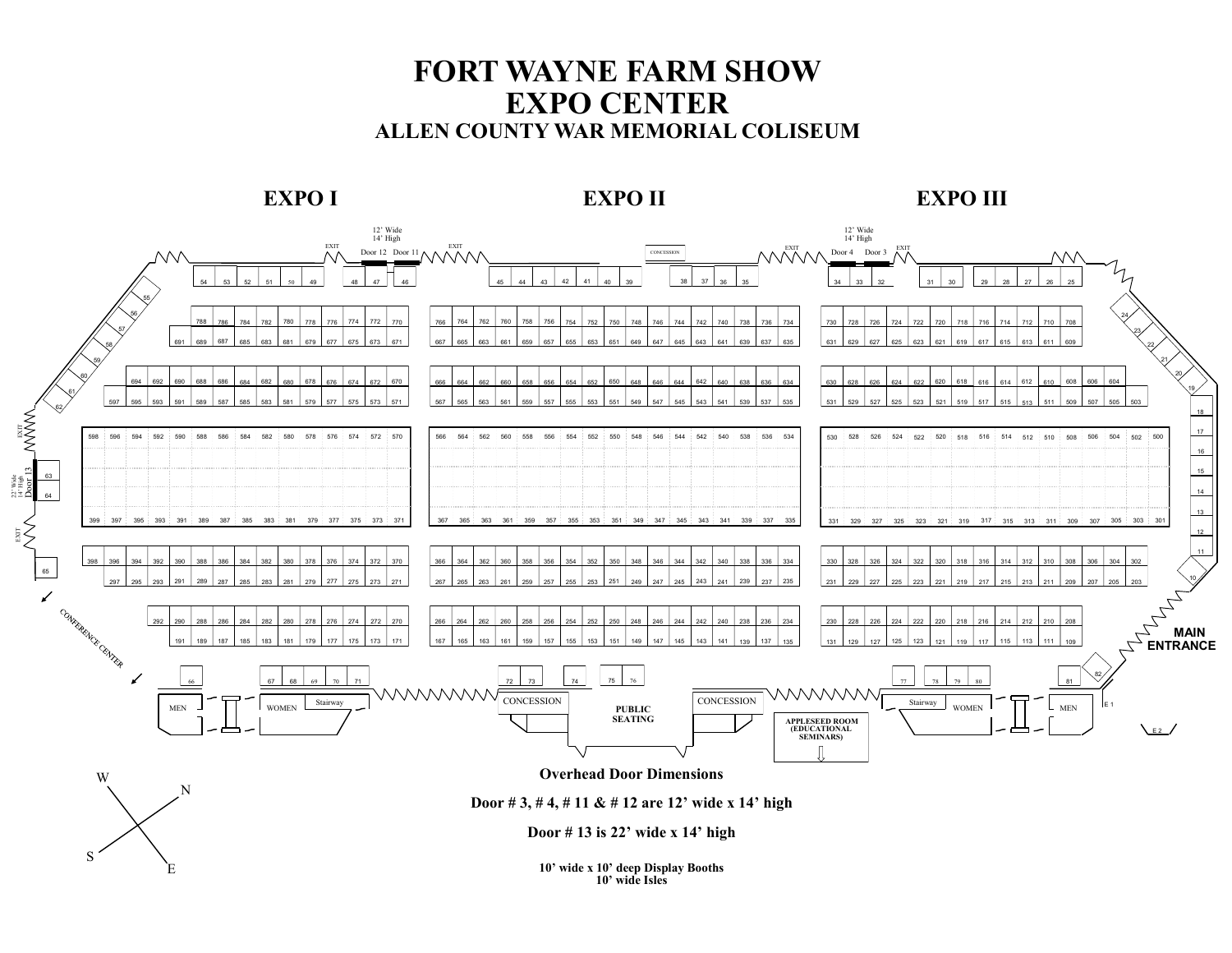# FORT WAYNE FARM SHOW
# EXPO CENTER
## ALLEN COUNTY WAR MEMORIAL COLISEUM

**EXPO I** | **EXPO II** | **EXPO III**

12' Wide 14' High — Door 12, Door 11

12' Wide 14' High — Door 4, Door 3

EXIT

CONCESSION

22' Wide 14' High — Door 13

CONFERENCE CENTER

MEN | WOMEN | Stairway

CONCESSION | PUBLIC SEATING | CONCESSION

APPLESEED ROOM (EDUCATIONAL SEMINARS)

Stairway | WOMEN | MEN

**MAIN ENTRANCE**

E 1 | E 2

W | N | S | E

**Overhead Door Dimensions**

**Door # 3, # 4, # 11 & # 12 are 12' wide x 14' high**

**Door # 13 is 22' wide x 14' high**

**10' wide x 10' deep Display Booths**
**10' wide Isles**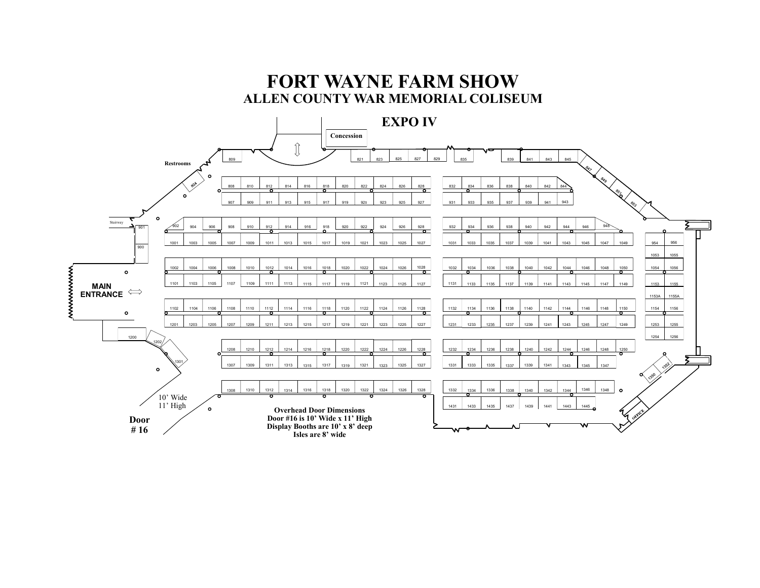# FORT WAYNE FARM SHOW

## ALLEN COUNTY WAR MEMORIAL COLISEUM

## EXPO IV

Concession

Restrooms

809 821 823 825 827 829 835 839 841 843 845

804 847 849 851 853

808 810 812 814 816 818 820 822 824 826 828 832 834 836 838 840 842 844

907 909 911 913 915 917 919 921 923 925 927 931 933 935 937 939 941 943

Stairway

901

900

902 904 906 908 910 912 914 916 918 920 922 924 926 928 932 934 936 938 940 942 944 946 948

1001 1003 1005 1007 1009 1011 1013 1015 1017 1019 1021 1023 1025 1027 1031 1033 1035 1037 1039 1041 1043 1045 1047 1049 954 956

1053 1055

1002 1004 1006 1008 1010 1012 1014 1016 1018 1020 1022 1024 1026 1028 1032 1034 1036 1038 1040 1042 1044 1046 1048 1050 1054 1056

**MAIN ENTRANCE**

1101 1103 1105 1107 1109 1111 1113 1115 1117 1119 1121 1123 1125 1127 1131 1133 1135 1137 1139 1141 1143 1145 1147 1149 1153 1155

1153A 1155A

1102 1104 1106 1108 1110 1112 1114 1116 1118 1120 1122 1124 1126 1128 1132 1134 1136 1138 1140 1142 1144 1146 1148 1150 1154 1156

1201 1203 1205 1207 1209 1211 1213 1215 1217 1219 1221 1223 1225 1227 1231 1233 1235 1237 1239 1241 1243 1245 1247 1249 1253 1255

1200 1202 1254 1256

1208 1210 1212 1214 1216 1218 1220 1222 1224 1226 1228 1232 1234 1236 1238 1240 1242 1244 1246 1248 1250

1301

1307 1309 1311 1313 1315 1317 1319 1321 1323 1325 1327 1331 1333 1335 1337 1339 1341 1343 1345 1347

1352 1350

1308 1310 1312 1314 1316 1318 1320 1322 1324 1326 1328 1332 1334 1336 1338 1340 1342 1344 1346 1348

1431 1433 1435 1437 1439 1441 1443 1445

OFFICE

10' Wide
11' High

**Door # 16**

**Overhead Door Dimensions**
**Door #16 is 10' Wide x 11' High**
**Display Booths are 10' x 8' deep**
**Isles are 8' wide**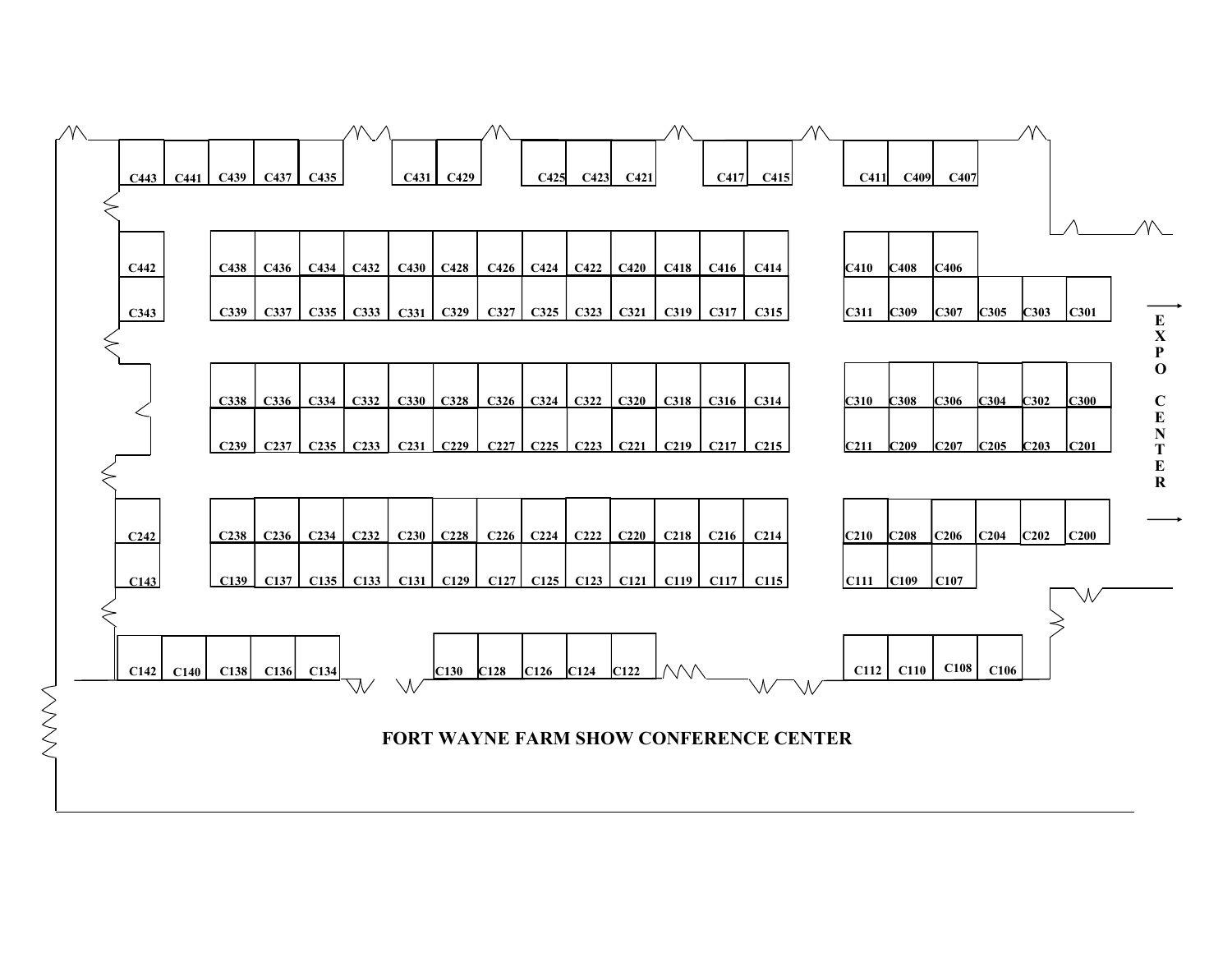C443 C441 C439 C437 C435 C431 C429 C425 C423 C421 C417 C415 C411 C409 C407

C442 C438 C436 C434 C432 C430 C428 C426 C424 C422 C420 C418 C416 C414 C410 C408 C406

C343 C339 C337 C335 C333 C331 C329 C327 C325 C323 C321 C319 C317 C315 C311 C309 C307 C305 C303 C301

C338 C336 C334 C332 C330 C328 C326 C324 C322 C320 C318 C316 C314 C310 C308 C306 C304 C302 C300

C239 C237 C235 C233 C231 C229 C227 C225 C223 C221 C219 C217 C215 C211 C209 C207 C205 C203 C201

C242 C238 C236 C234 C232 C230 C228 C226 C224 C222 C220 C218 C216 C214 C210 C208 C206 C204 C202 C200

C143 C139 C137 C135 C133 C131 C129 C127 C125 C123 C121 C119 C117 C115 C111 C109 C107

C142 C140 C138 C136 C134 C130 C128 C126 C124 C122 C112 C110 C108 C106

EXPO CENTER

**FORT WAYNE FARM SHOW CONFERENCE CENTER**